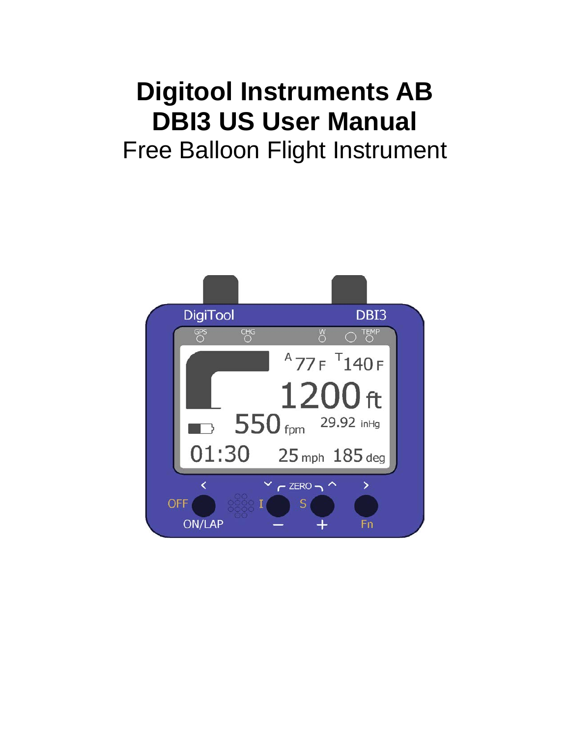# Digitool Instruments AB
# DBI3 US User Manual
## Free Balloon Flight Instrument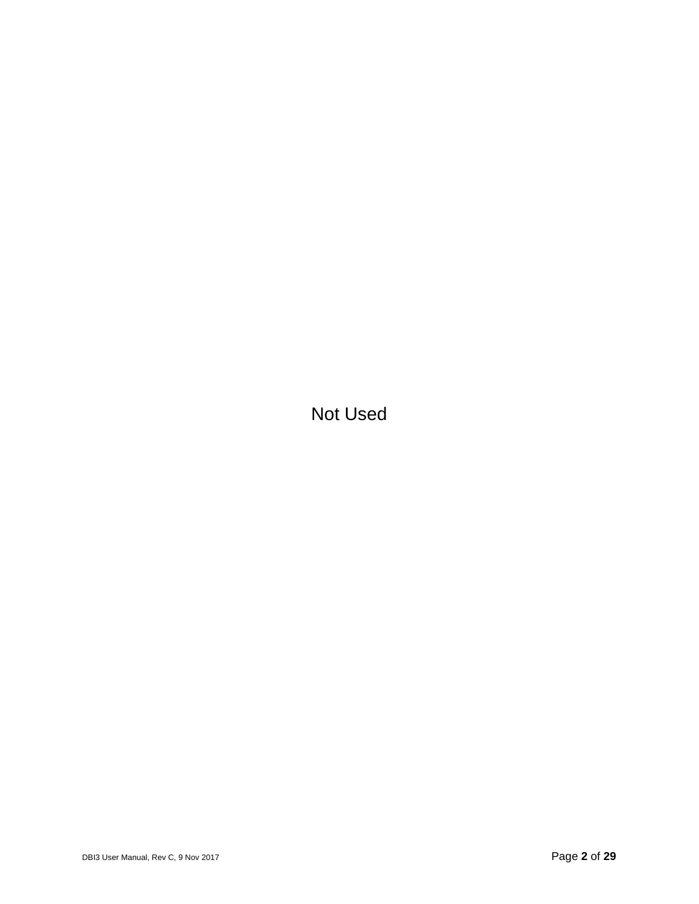Not Used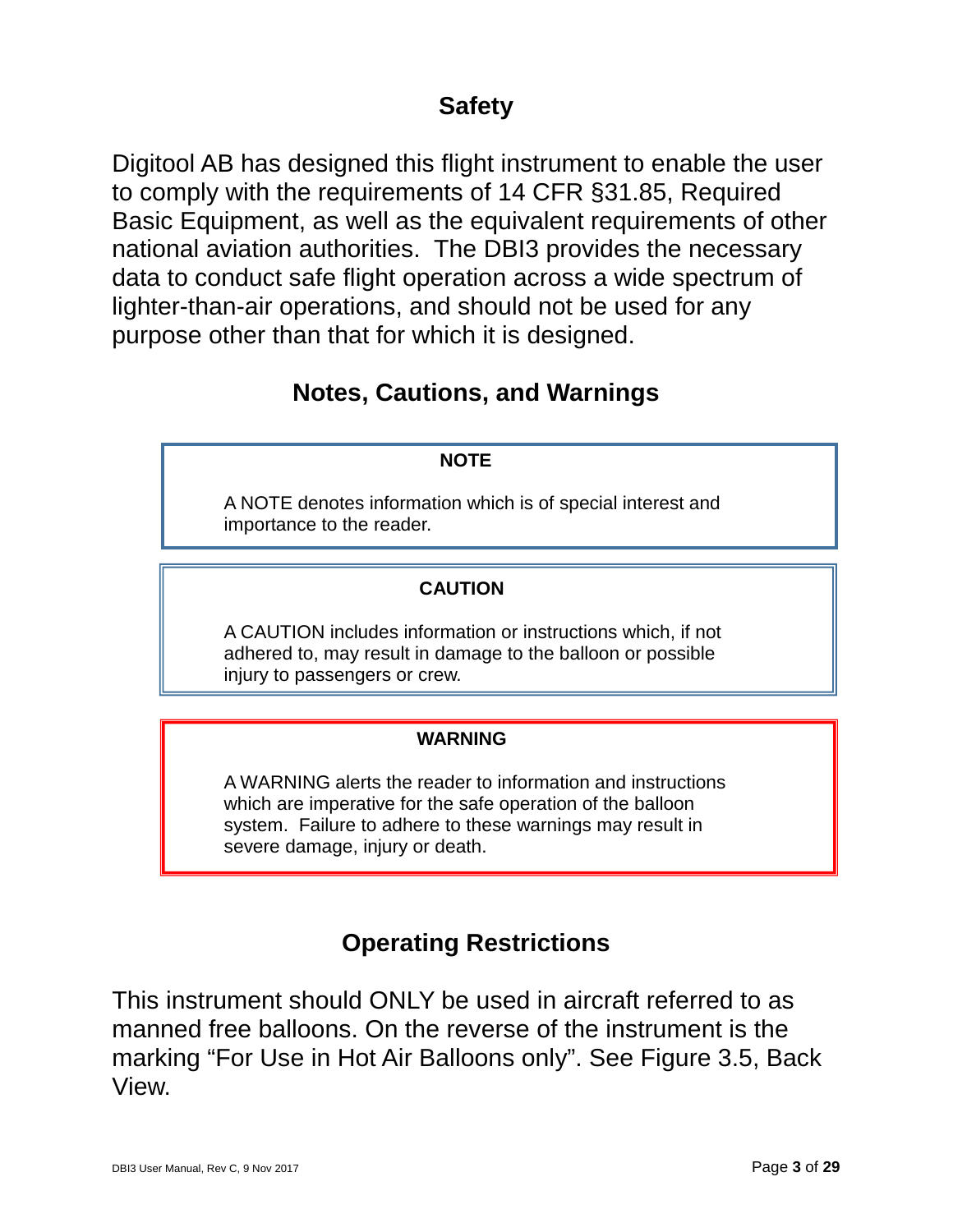## Safety

Digitool AB has designed this flight instrument to enable the user to comply with the requirements of 14 CFR §31.85, Required Basic Equipment, as well as the equivalent requirements of other national aviation authorities. The DBI3 provides the necessary data to conduct safe flight operation across a wide spectrum of lighter-than-air operations, and should not be used for any purpose other than that for which it is designed.

## Notes, Cautions, and Warnings

> **NOTE**
>
> A NOTE denotes information which is of special interest and importance to the reader.

> **CAUTION**
>
> A CAUTION includes information or instructions which, if not adhered to, may result in damage to the balloon or possible injury to passengers or crew.

> **WARNING**
>
> A WARNING alerts the reader to information and instructions which are imperative for the safe operation of the balloon system. Failure to adhere to these warnings may result in severe damage, injury or death.

## Operating Restrictions

This instrument should ONLY be used in aircraft referred to as manned free balloons. On the reverse of the instrument is the marking "For Use in Hot Air Balloons only". See Figure 3.5, Back View.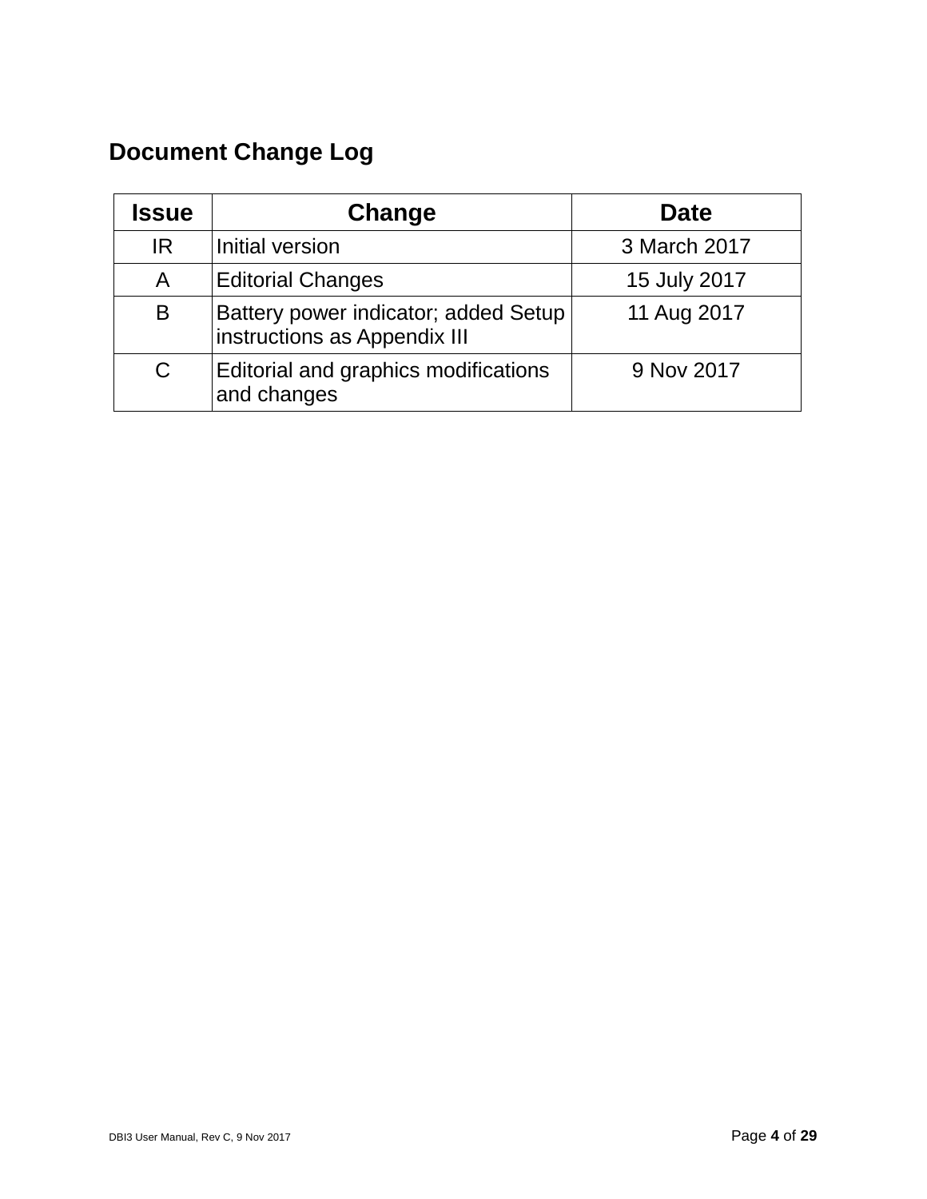## Document Change Log

| Issue | Change | Date |
|---|---|---|
| IR | Initial version | 3 March 2017 |
| A | Editorial Changes | 15 July 2017 |
| B | Battery power indicator; added Setup instructions as Appendix III | 11 Aug 2017 |
| C | Editorial and graphics modifications and changes | 9 Nov 2017 |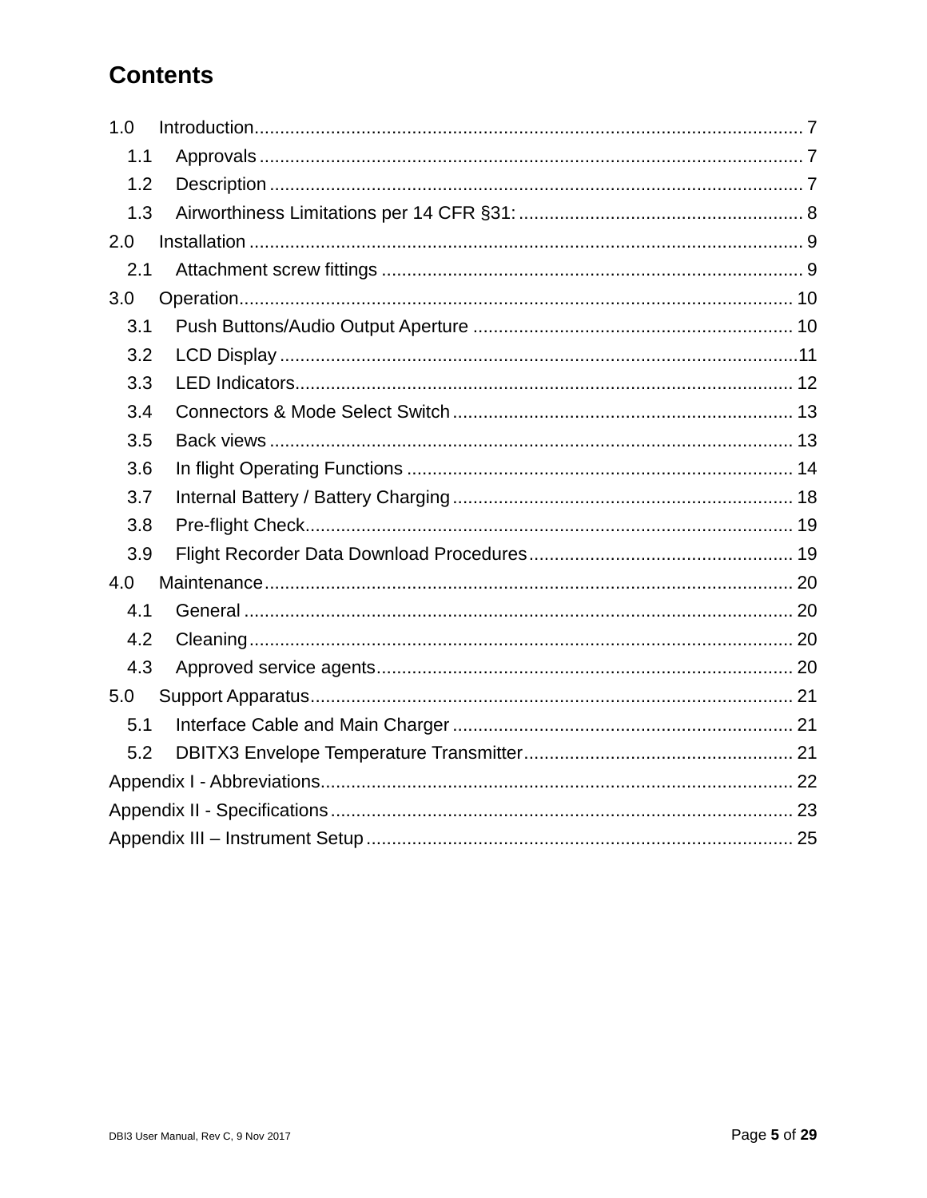# Contents

1.0 Introduction ........................................................................................................ 7
  1.1 Approvals ........................................................................................................ 7
  1.2 Description ...................................................................................................... 7
  1.3 Airworthiness Limitations per 14 CFR §31: ....................................................... 8
2.0 Installation .......................................................................................................... 9
  2.1 Attachment screw fittings ................................................................................ 9
3.0 Operation ........................................................................................................... 10
  3.1 Push Buttons/Audio Output Aperture .............................................................. 10
  3.2 LCD Display ..................................................................................................... 11
  3.3 LED Indicators ................................................................................................. 12
  3.4 Connectors & Mode Select Switch .................................................................. 13
  3.5 Back views ...................................................................................................... 13
  3.6 In flight Operating Functions ........................................................................... 14
  3.7 Internal Battery / Battery Charging .................................................................. 18
  3.8 Pre-flight Check ............................................................................................... 19
  3.9 Flight Recorder Data Download Procedures ................................................... 19
4.0 Maintenance ...................................................................................................... 20
  4.1 General ........................................................................................................... 20
  4.2 Cleaning .......................................................................................................... 20
  4.3 Approved service agents ................................................................................. 20
5.0 Support Apparatus ............................................................................................. 21
  5.1 Interface Cable and Main Charger .................................................................. 21
  5.2 DBITX3 Envelope Temperature Transmitter .................................................... 21
Appendix I - Abbreviations ........................................................................................ 22
Appendix II - Specifications ...................................................................................... 23
Appendix III – Instrument Setup ............................................................................... 25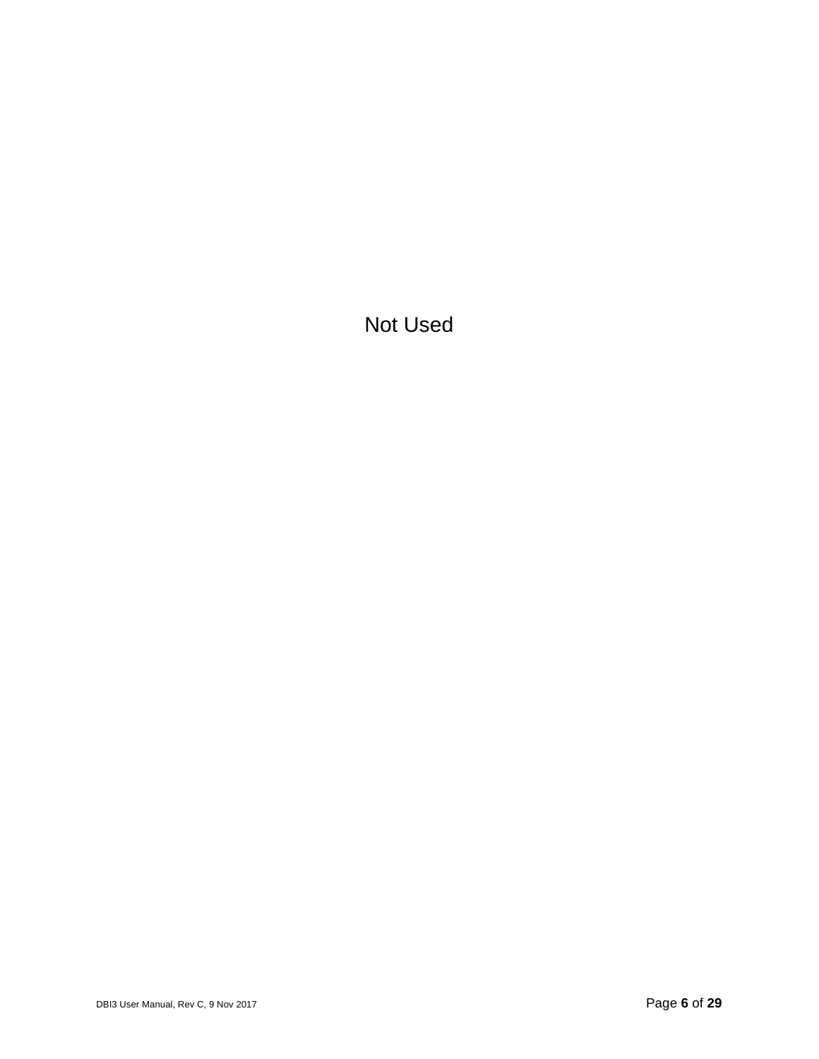Not Used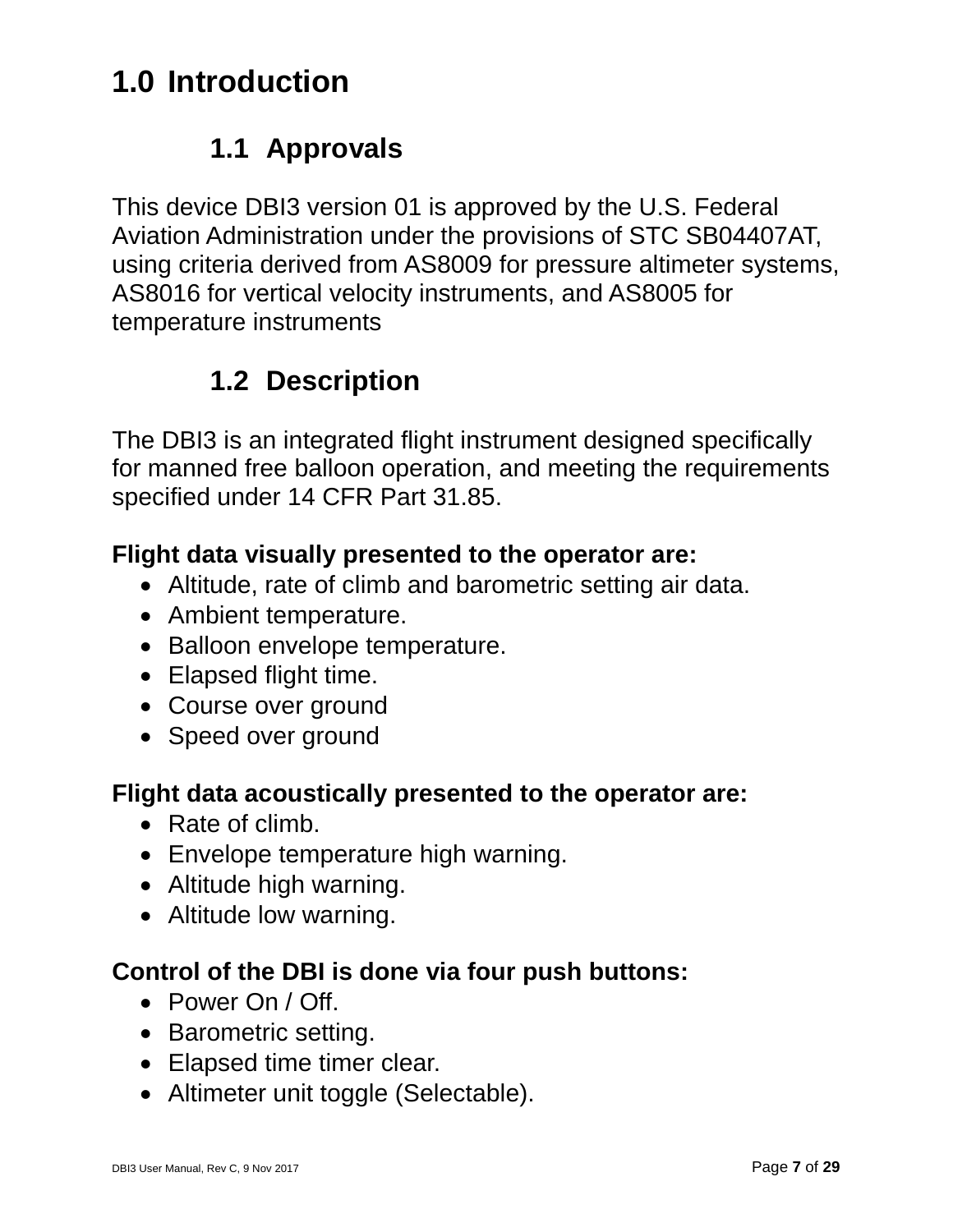# 1.0 Introduction

## 1.1 Approvals

This device DBI3 version 01 is approved by the U.S. Federal Aviation Administration under the provisions of STC SB04407AT, using criteria derived from AS8009 for pressure altimeter systems, AS8016 for vertical velocity instruments, and AS8005 for temperature instruments

## 1.2 Description

The DBI3 is an integrated flight instrument designed specifically for manned free balloon operation, and meeting the requirements specified under 14 CFR Part 31.85.

**Flight data visually presented to the operator are:**

- Altitude, rate of climb and barometric setting air data.
- Ambient temperature.
- Balloon envelope temperature.
- Elapsed flight time.
- Course over ground
- Speed over ground

**Flight data acoustically presented to the operator are:**

- Rate of climb.
- Envelope temperature high warning.
- Altitude high warning.
- Altitude low warning.

**Control of the DBI is done via four push buttons:**

- Power On / Off.
- Barometric setting.
- Elapsed time timer clear.
- Altimeter unit toggle (Selectable).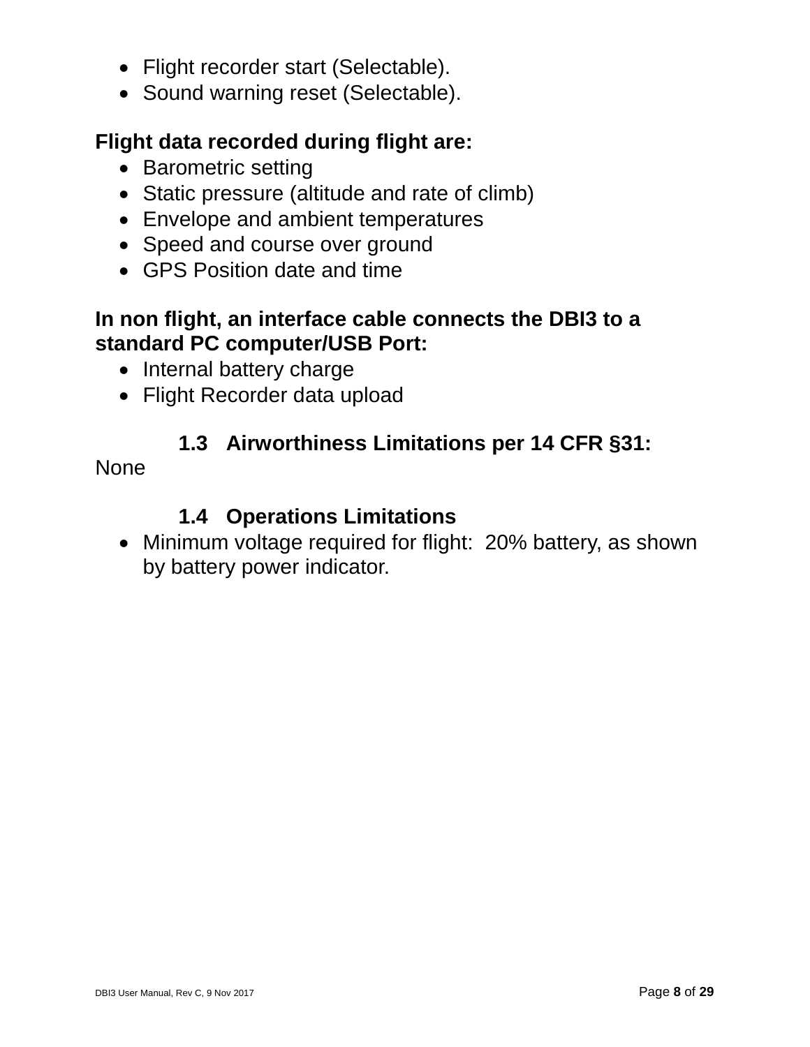- Flight recorder start (Selectable).
- Sound warning reset (Selectable).

**Flight data recorded during flight are:**

- Barometric setting
- Static pressure (altitude and rate of climb)
- Envelope and ambient temperatures
- Speed and course over ground
- GPS Position date and time

**In non flight, an interface cable connects the DBI3 to a standard PC computer/USB Port:**

- Internal battery charge
- Flight Recorder data upload

### 1.3 Airworthiness Limitations per 14 CFR §31:

None

### 1.4 Operations Limitations

- Minimum voltage required for flight: 20% battery, as shown by battery power indicator.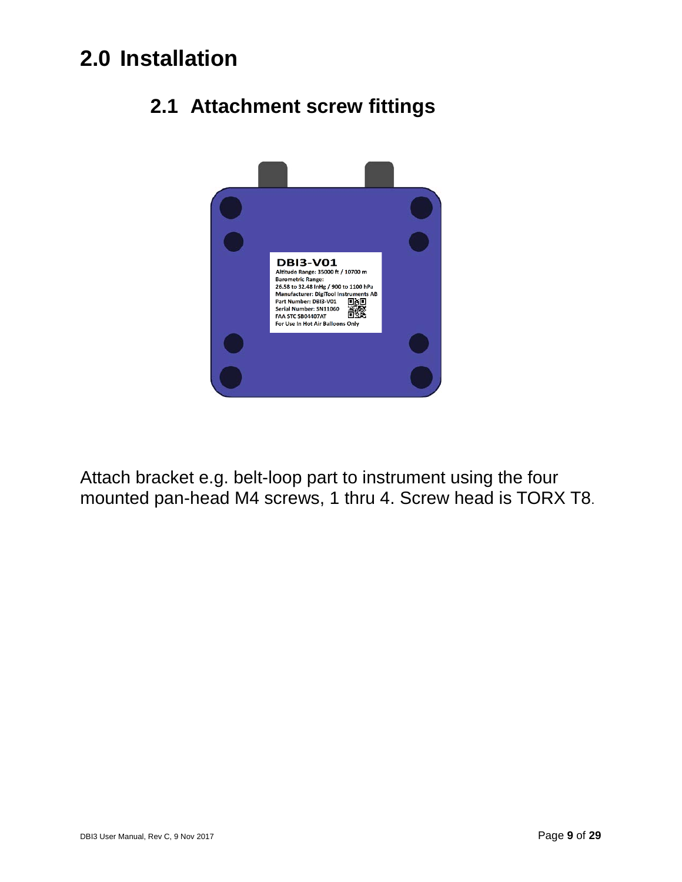# 2.0 Installation

## 2.1 Attachment screw fittings

DBI3-V01
Altitude Range: 35000 ft / 10700 m
Barometric Range:
26.58 to 32.48 InHg / 900 to 1100 hPa
Manufacturer: DigiTool Instruments AB
Part Number: DBI3-V01
Serial Number: SN11060
FAA STC SB04407AT
For Use In Hot Air Balloons Only

Attach bracket e.g. belt-loop part to instrument using the four mounted pan-head M4 screws, 1 thru 4. Screw head is TORX T8.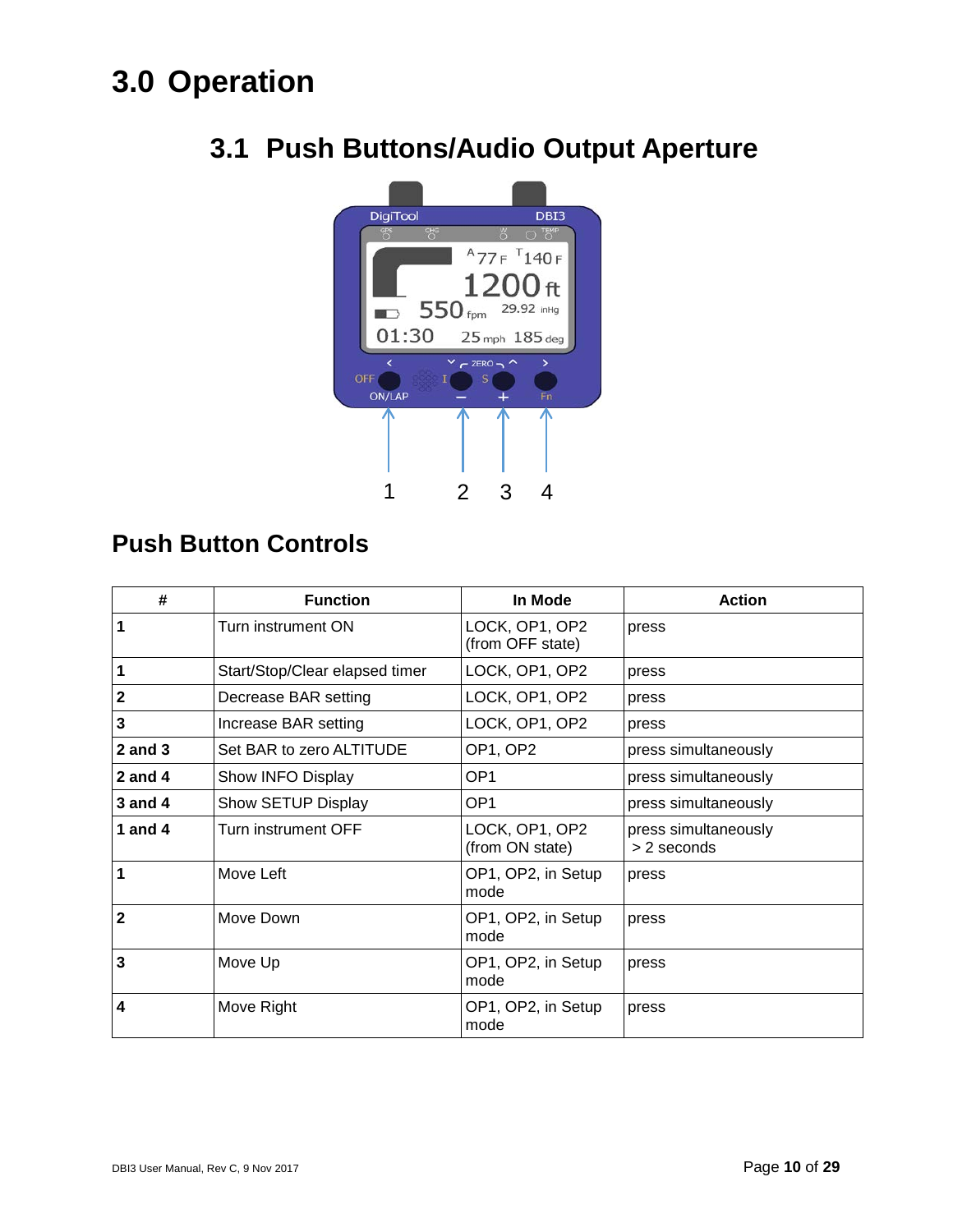# 3.0 Operation

## 3.1 Push Buttons/Audio Output Aperture

## Push Button Controls

| # | Function | In Mode | Action |
|---|---|---|---|
| **1** | Turn instrument ON | LOCK, OP1, OP2 (from OFF state) | press |
| **1** | Start/Stop/Clear elapsed timer | LOCK, OP1, OP2 | press |
| **2** | Decrease BAR setting | LOCK, OP1, OP2 | press |
| **3** | Increase BAR setting | LOCK, OP1, OP2 | press |
| **2 and 3** | Set BAR to zero ALTITUDE | OP1, OP2 | press simultaneously |
| **2 and 4** | Show INFO Display | OP1 | press simultaneously |
| **3 and 4** | Show SETUP Display | OP1 | press simultaneously |
| **1 and 4** | Turn instrument OFF | LOCK, OP1, OP2 (from ON state) | press simultaneously > 2 seconds |
| **1** | Move Left | OP1, OP2, in Setup mode | press |
| **2** | Move Down | OP1, OP2, in Setup mode | press |
| **3** | Move Up | OP1, OP2, in Setup mode | press |
| **4** | Move Right | OP1, OP2, in Setup mode | press |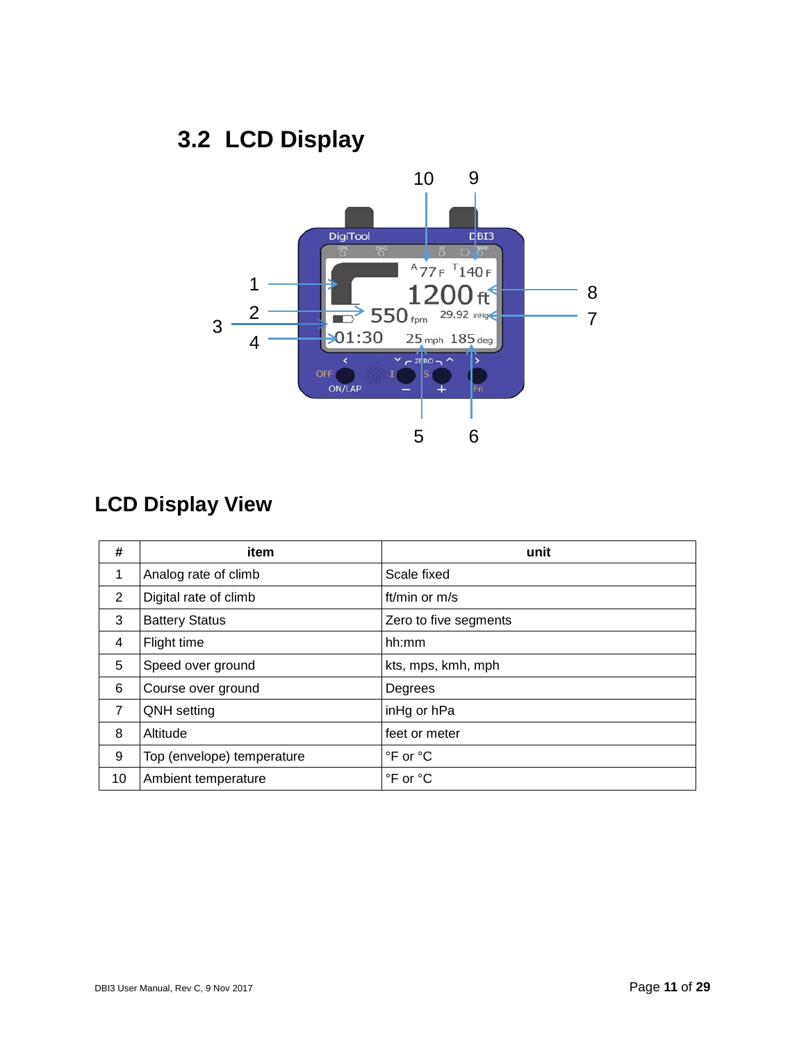## 3.2 LCD Display

## LCD Display View

| # | item | unit |
|---|---|---|
| 1 | Analog rate of climb | Scale fixed |
| 2 | Digital rate of climb | ft/min or m/s |
| 3 | Battery Status | Zero to five segments |
| 4 | Flight time | hh:mm |
| 5 | Speed over ground | kts, mps, kmh, mph |
| 6 | Course over ground | Degrees |
| 7 | QNH setting | inHg or hPa |
| 8 | Altitude | feet or meter |
| 9 | Top (envelope) temperature | °F or °C |
| 10 | Ambient temperature | °F or °C |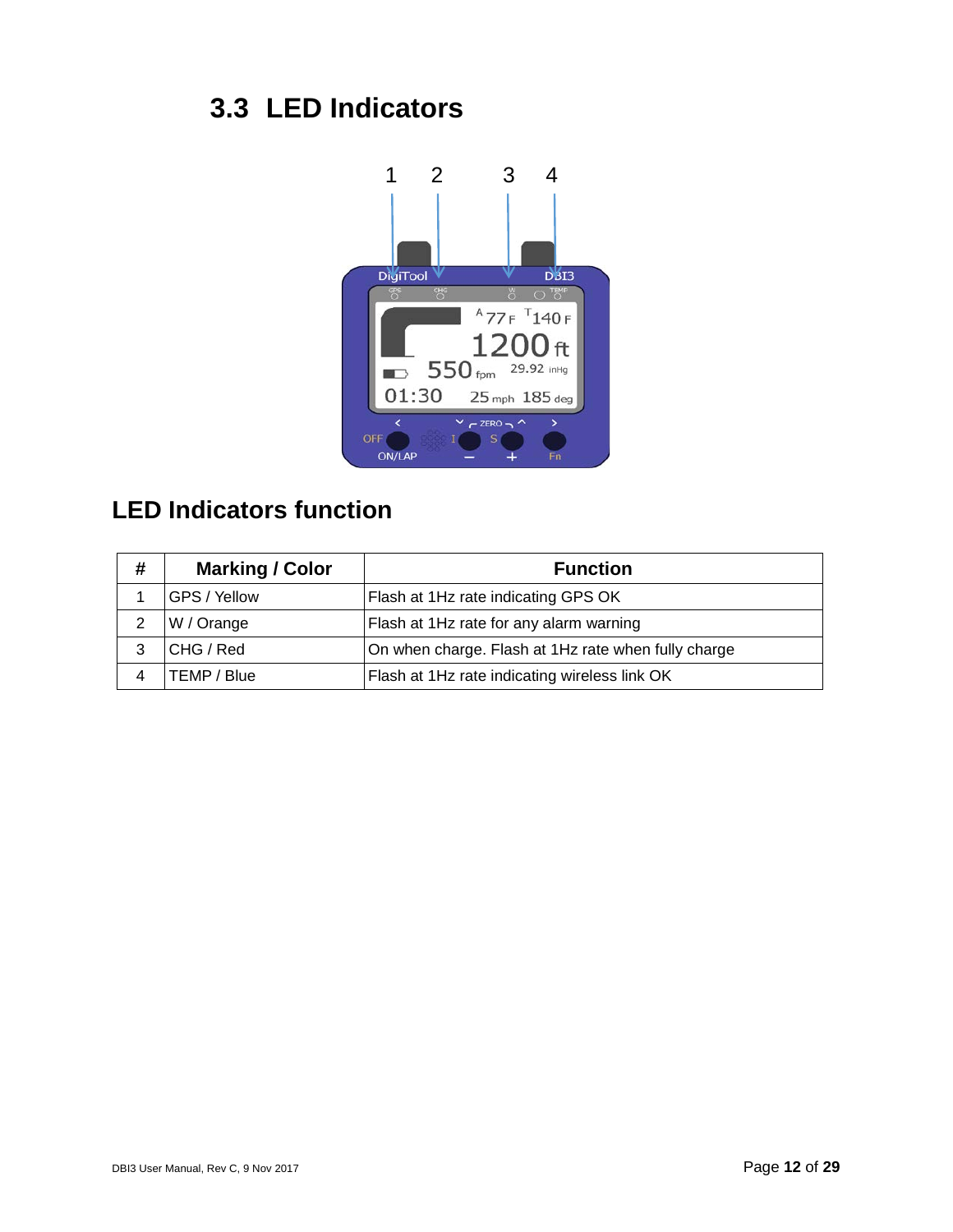## 3.3 LED Indicators

### LED Indicators function

| # | Marking / Color | Function |
|---|---|---|
| 1 | GPS / Yellow | Flash at 1Hz rate indicating GPS OK |
| 2 | W / Orange | Flash at 1Hz rate for any alarm warning |
| 3 | CHG / Red | On when charge. Flash at 1Hz rate when fully charge |
| 4 | TEMP / Blue | Flash at 1Hz rate indicating wireless link OK |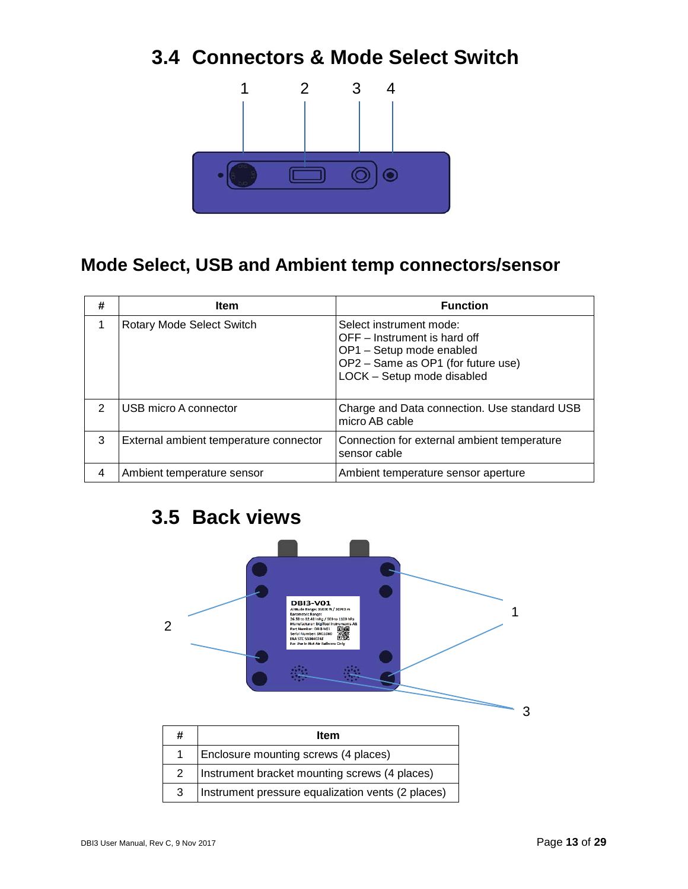## 3.4 Connectors & Mode Select Switch

### Mode Select, USB and Ambient temp connectors/sensor

| # | Item | Function |
|---|---|---|
| 1 | Rotary Mode Select Switch | Select instrument mode:<br>OFF – Instrument is hard off<br>OP1 – Setup mode enabled<br>OP2 – Same as OP1 (for future use)<br>LOCK – Setup mode disabled |
| 2 | USB micro A connector | Charge and Data connection. Use standard USB micro AB cable |
| 3 | External ambient temperature connector | Connection for external ambient temperature sensor cable |
| 4 | Ambient temperature sensor | Ambient temperature sensor aperture |

## 3.5 Back views

| # | Item |
|---|---|
| 1 | Enclosure mounting screws (4 places) |
| 2 | Instrument bracket mounting screws (4 places) |
| 3 | Instrument pressure equalization vents (2 places) |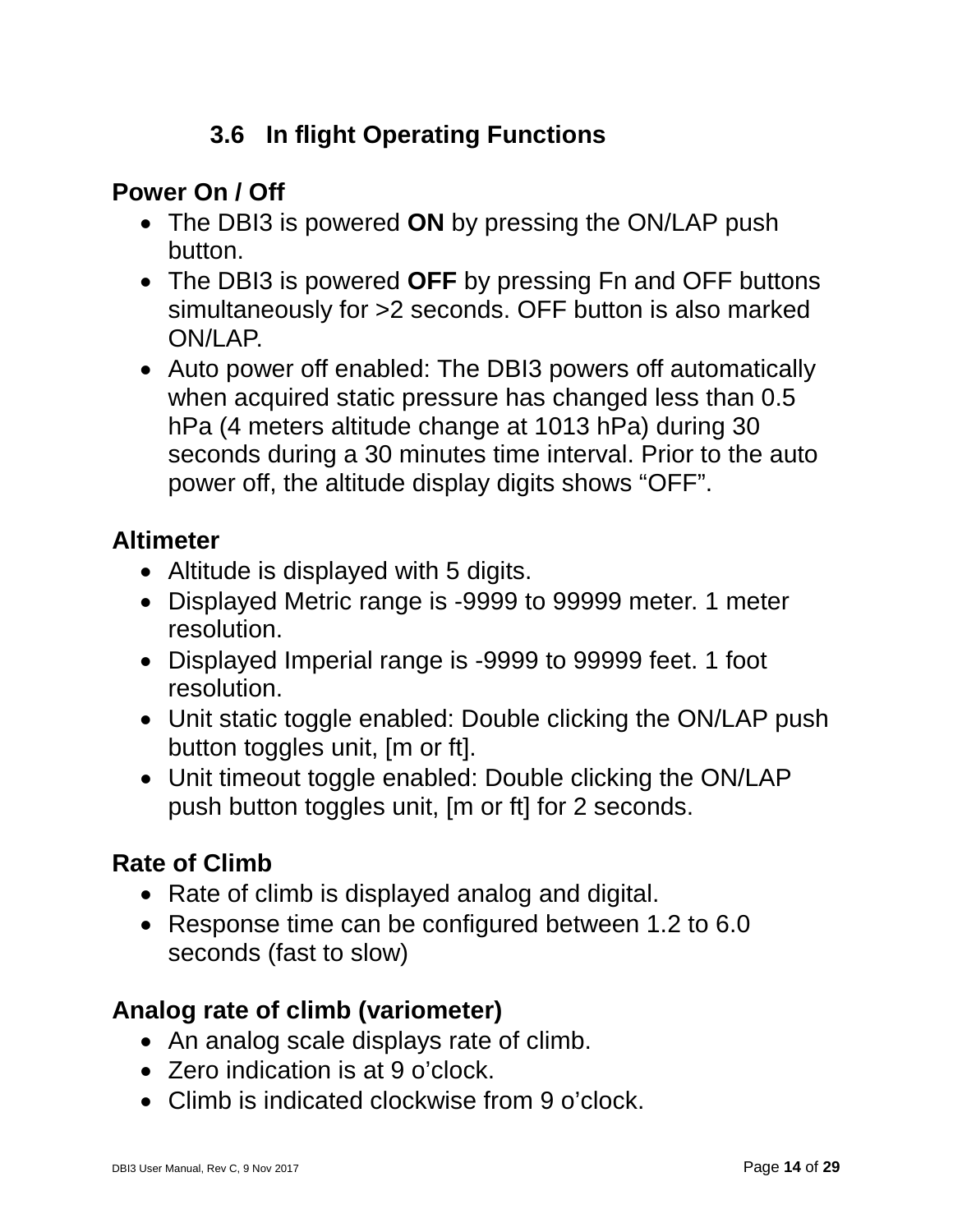### 3.6 In flight Operating Functions

**Power On / Off**

- The DBI3 is powered **ON** by pressing the ON/LAP push button.
- The DBI3 is powered **OFF** by pressing Fn and OFF buttons simultaneously for >2 seconds. OFF button is also marked ON/LAP.
- Auto power off enabled: The DBI3 powers off automatically when acquired static pressure has changed less than 0.5 hPa (4 meters altitude change at 1013 hPa) during 30 seconds during a 30 minutes time interval. Prior to the auto power off, the altitude display digits shows “OFF”.

**Altimeter**

- Altitude is displayed with 5 digits.
- Displayed Metric range is -9999 to 99999 meter. 1 meter resolution.
- Displayed Imperial range is -9999 to 99999 feet. 1 foot resolution.
- Unit static toggle enabled: Double clicking the ON/LAP push button toggles unit, [m or ft].
- Unit timeout toggle enabled: Double clicking the ON/LAP push button toggles unit, [m or ft] for 2 seconds.

**Rate of Climb**

- Rate of climb is displayed analog and digital.
- Response time can be configured between 1.2 to 6.0 seconds (fast to slow)

**Analog rate of climb (variometer)**

- An analog scale displays rate of climb.
- Zero indication is at 9 o’clock.
- Climb is indicated clockwise from 9 o’clock.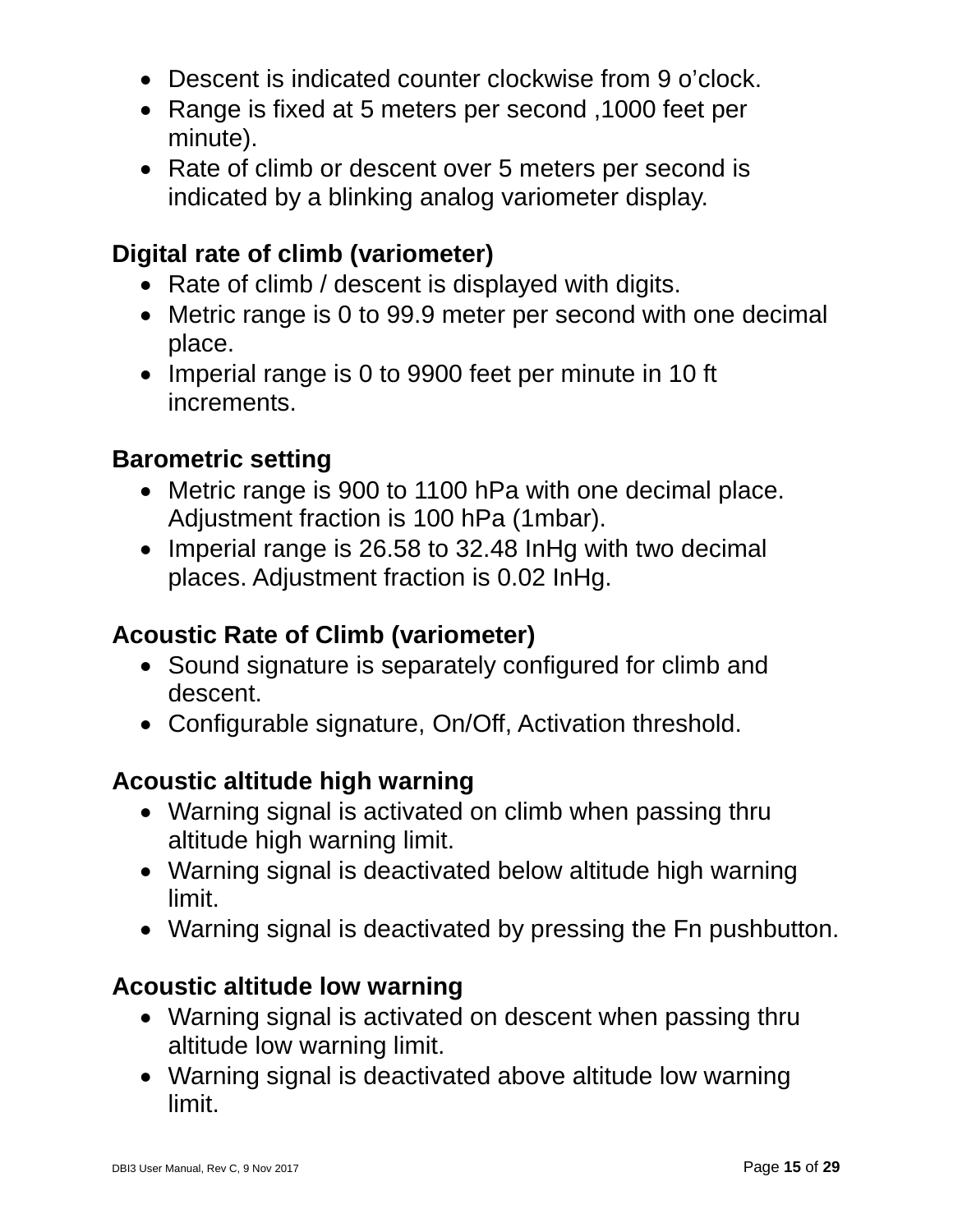- Descent is indicated counter clockwise from 9 o'clock.
- Range is fixed at 5 meters per second ,1000 feet per minute).
- Rate of climb or descent over 5 meters per second is indicated by a blinking analog variometer display.

**Digital rate of climb (variometer)**

- Rate of climb / descent is displayed with digits.
- Metric range is 0 to 99.9 meter per second with one decimal place.
- Imperial range is 0 to 9900 feet per minute in 10 ft increments.

**Barometric setting**

- Metric range is 900 to 1100 hPa with one decimal place. Adjustment fraction is 100 hPa (1mbar).
- Imperial range is 26.58 to 32.48 InHg with two decimal places. Adjustment fraction is 0.02 InHg.

**Acoustic Rate of Climb (variometer)**

- Sound signature is separately configured for climb and descent.
- Configurable signature, On/Off, Activation threshold.

**Acoustic altitude high warning**

- Warning signal is activated on climb when passing thru altitude high warning limit.
- Warning signal is deactivated below altitude high warning limit.
- Warning signal is deactivated by pressing the Fn pushbutton.

**Acoustic altitude low warning**

- Warning signal is activated on descent when passing thru altitude low warning limit.
- Warning signal is deactivated above altitude low warning limit.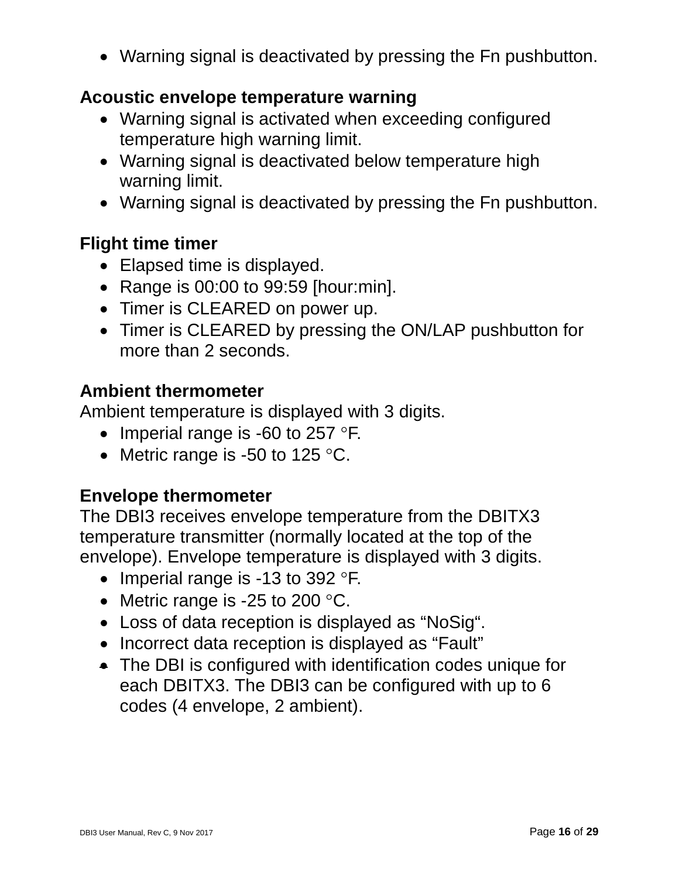- Warning signal is deactivated by pressing the Fn pushbutton.

**Acoustic envelope temperature warning**

- Warning signal is activated when exceeding configured temperature high warning limit.
- Warning signal is deactivated below temperature high warning limit.
- Warning signal is deactivated by pressing the Fn pushbutton.

**Flight time timer**

- Elapsed time is displayed.
- Range is 00:00 to 99:59 [hour:min].
- Timer is CLEARED on power up.
- Timer is CLEARED by pressing the ON/LAP pushbutton for more than 2 seconds.

**Ambient thermometer**

Ambient temperature is displayed with 3 digits.

- Imperial range is -60 to 257 °F.
- Metric range is -50 to 125 °C.

**Envelope thermometer**

The DBI3 receives envelope temperature from the DBITX3 temperature transmitter (normally located at the top of the envelope). Envelope temperature is displayed with 3 digits.

- Imperial range is -13 to 392 °F.
- Metric range is -25 to 200 °C.
- Loss of data reception is displayed as “NoSig“.
- Incorrect data reception is displayed as “Fault”
- The DBI is configured with identification codes unique for each DBITX3. The DBI3 can be configured with up to 6 codes (4 envelope, 2 ambient).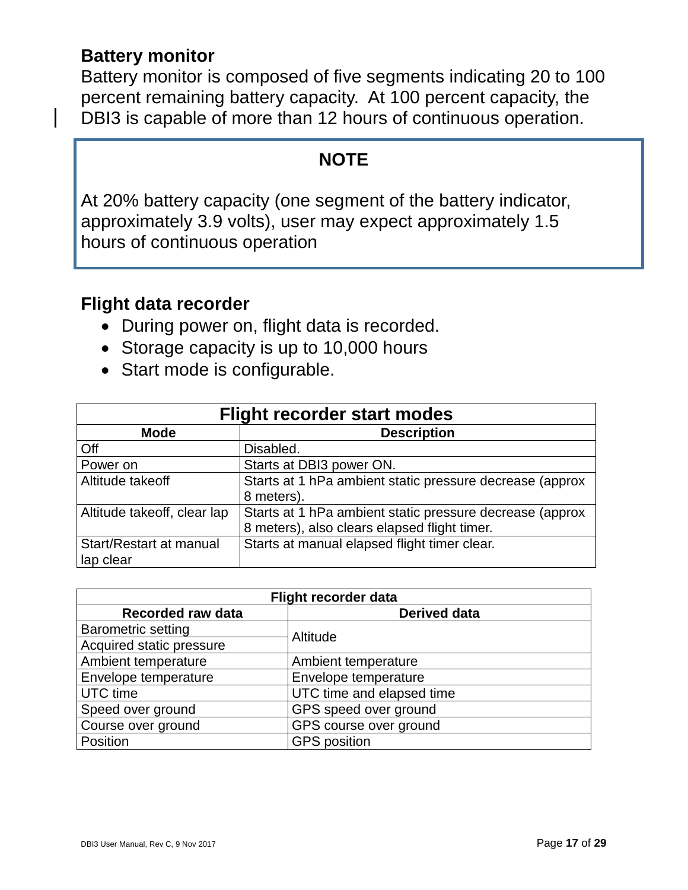### Battery monitor

Battery monitor is composed of five segments indicating 20 to 100 percent remaining battery capacity. At 100 percent capacity, the DBI3 is capable of more than 12 hours of continuous operation.

> **NOTE**
>
> At 20% battery capacity (one segment of the battery indicator, approximately 3.9 volts), user may expect approximately 1.5 hours of continuous operation

### Flight data recorder

- During power on, flight data is recorded.
- Storage capacity is up to 10,000 hours
- Start mode is configurable.

| Flight recorder start modes | |
|---|---|
| **Mode** | **Description** |
| Off | Disabled. |
| Power on | Starts at DBI3 power ON. |
| Altitude takeoff | Starts at 1 hPa ambient static pressure decrease (approx 8 meters). |
| Altitude takeoff, clear lap | Starts at 1 hPa ambient static pressure decrease (approx 8 meters), also clears elapsed flight timer. |
| Start/Restart at manual lap clear | Starts at manual elapsed flight timer clear. |

| Flight recorder data | |
|---|---|
| **Recorded raw data** | **Derived data** |
| Barometric setting | Altitude |
| Acquired static pressure | |
| Ambient temperature | Ambient temperature |
| Envelope temperature | Envelope temperature |
| UTC time | UTC time and elapsed time |
| Speed over ground | GPS speed over ground |
| Course over ground | GPS course over ground |
| Position | GPS position |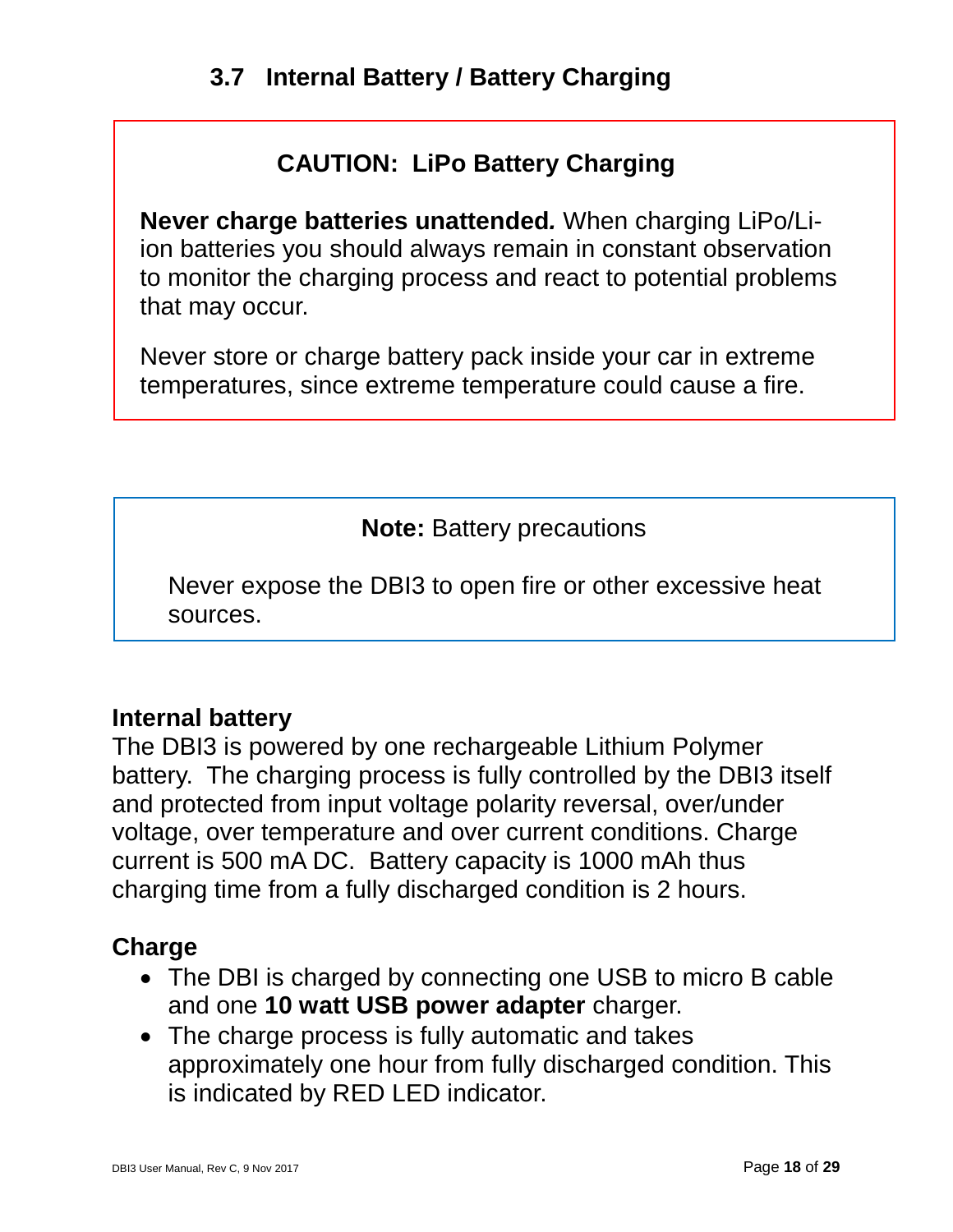## 3.7 Internal Battery / Battery Charging

**CAUTION: LiPo Battery Charging**

**Never charge batteries unattended.** When charging LiPo/Li-ion batteries you should always remain in constant observation to monitor the charging process and react to potential problems that may occur.

Never store or charge battery pack inside your car in extreme temperatures, since extreme temperature could cause a fire.

**Note:** Battery precautions

Never expose the DBI3 to open fire or other excessive heat sources.

**Internal battery**

The DBI3 is powered by one rechargeable Lithium Polymer battery. The charging process is fully controlled by the DBI3 itself and protected from input voltage polarity reversal, over/under voltage, over temperature and over current conditions. Charge current is 500 mA DC. Battery capacity is 1000 mAh thus charging time from a fully discharged condition is 2 hours.

**Charge**

- The DBI is charged by connecting one USB to micro B cable and one **10 watt USB power adapter** charger.
- The charge process is fully automatic and takes approximately one hour from fully discharged condition. This is indicated by RED LED indicator.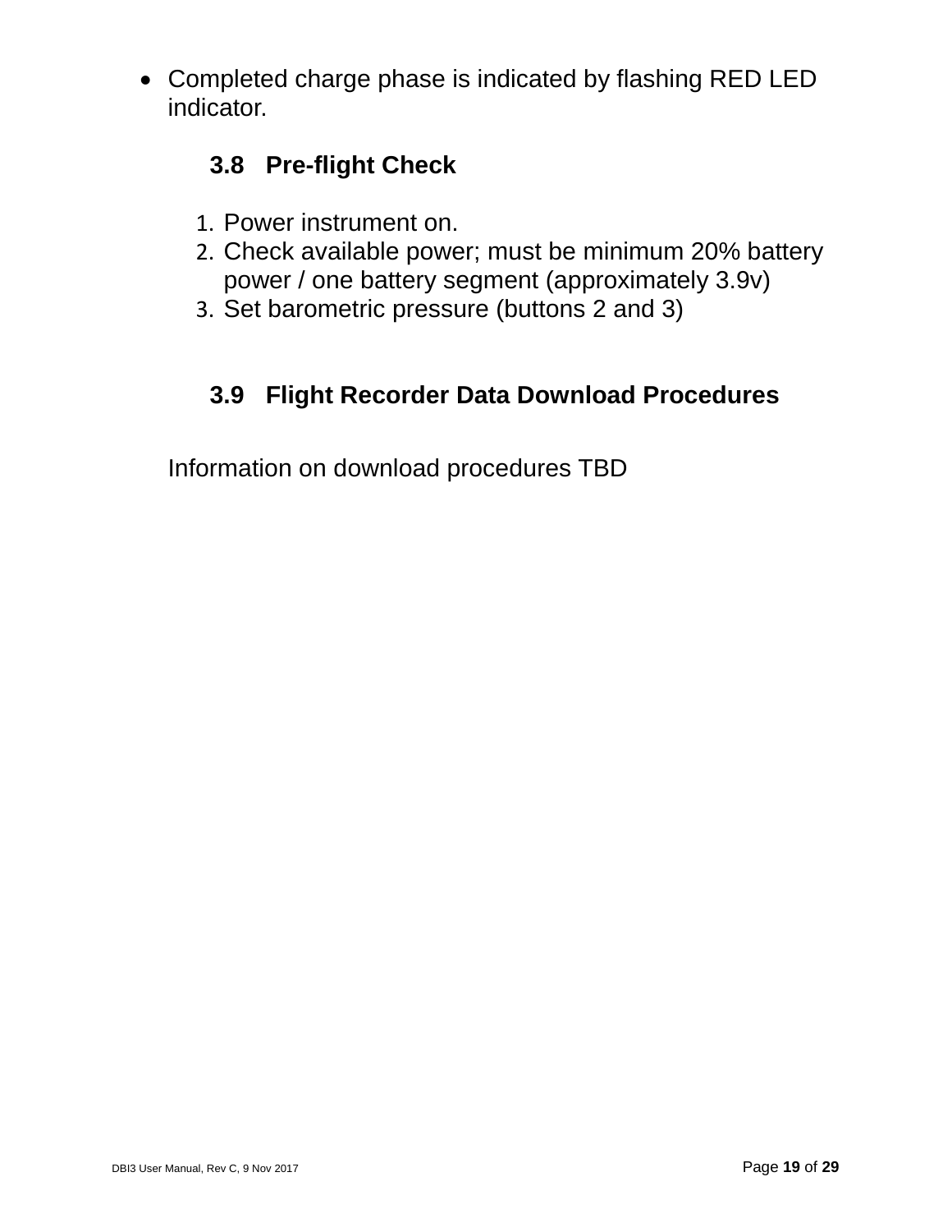- Completed charge phase is indicated by flashing RED LED indicator.

### 3.8 Pre-flight Check

1. Power instrument on.
2. Check available power; must be minimum 20% battery power / one battery segment (approximately 3.9v)
3. Set barometric pressure (buttons 2 and 3)

### 3.9 Flight Recorder Data Download Procedures

Information on download procedures TBD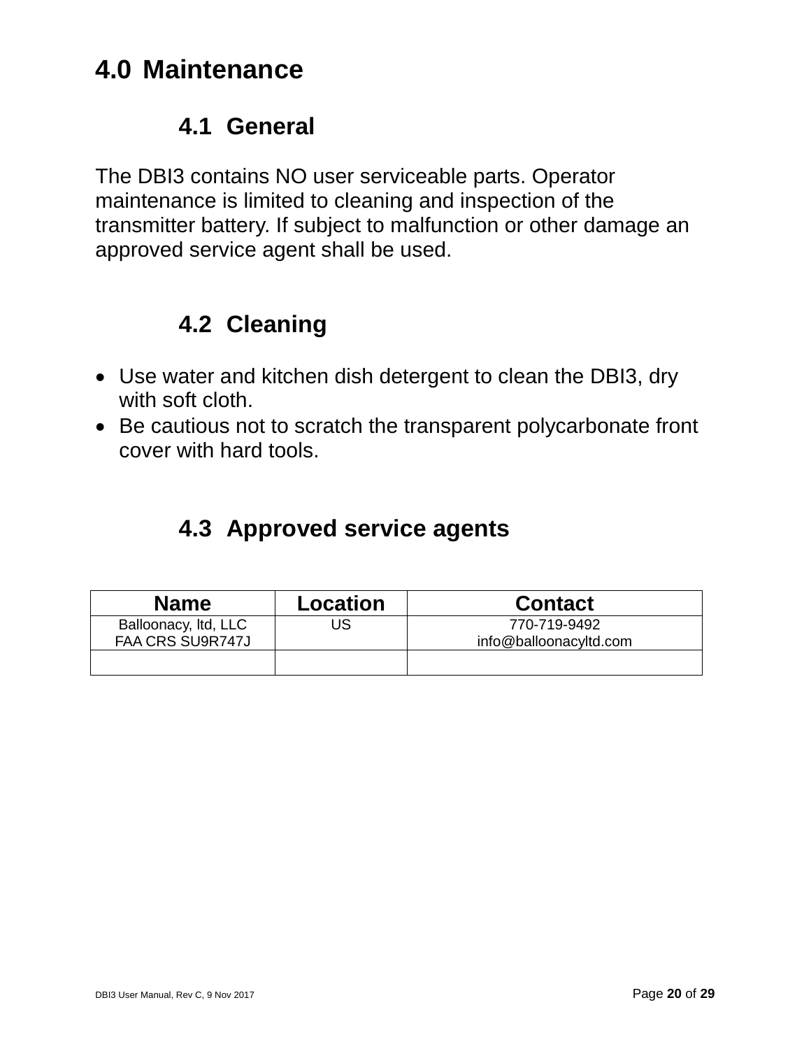# 4.0 Maintenance

## 4.1 General

The DBI3 contains NO user serviceable parts. Operator maintenance is limited to cleaning and inspection of the transmitter battery. If subject to malfunction or other damage an approved service agent shall be used.

## 4.2 Cleaning

- Use water and kitchen dish detergent to clean the DBI3, dry with soft cloth.
- Be cautious not to scratch the transparent polycarbonate front cover with hard tools.

## 4.3 Approved service agents

| Name | Location | Contact |
| --- | --- | --- |
| Balloonacy, ltd, LLC<br>FAA CRS SU9R747J | US | 770-719-9492<br>info@balloonacyltd.com |
| | | |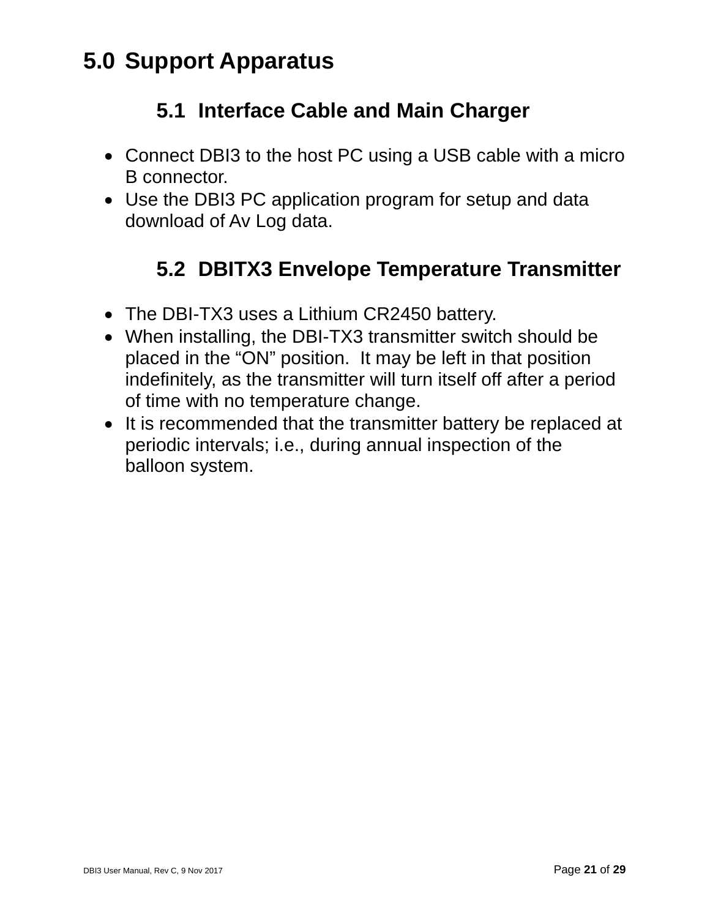# 5.0 Support Apparatus

## 5.1 Interface Cable and Main Charger

- Connect DBI3 to the host PC using a USB cable with a micro B connector.
- Use the DBI3 PC application program for setup and data download of Av Log data.

## 5.2 DBITX3 Envelope Temperature Transmitter

- The DBI-TX3 uses a Lithium CR2450 battery.
- When installing, the DBI-TX3 transmitter switch should be placed in the "ON" position. It may be left in that position indefinitely, as the transmitter will turn itself off after a period of time with no temperature change.
- It is recommended that the transmitter battery be replaced at periodic intervals; i.e., during annual inspection of the balloon system.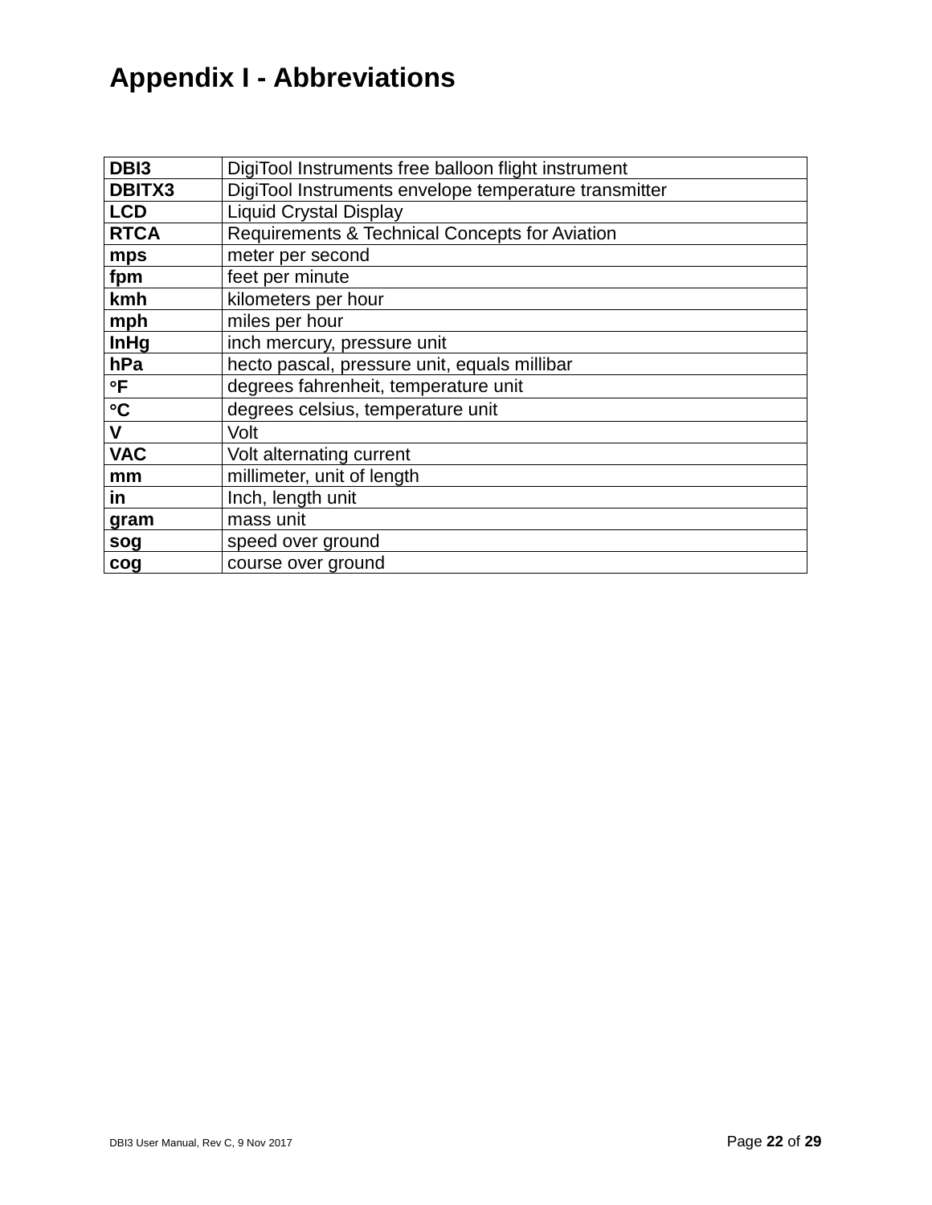# Appendix I - Abbreviations

| | |
|---|---|
| **DBI3** | DigiTool Instruments free balloon flight instrument |
| **DBITX3** | DigiTool Instruments envelope temperature transmitter |
| **LCD** | Liquid Crystal Display |
| **RTCA** | Requirements & Technical Concepts for Aviation |
| **mps** | meter per second |
| **fpm** | feet per minute |
| **kmh** | kilometers per hour |
| **mph** | miles per hour |
| **InHg** | inch mercury, pressure unit |
| **hPa** | hecto pascal, pressure unit, equals millibar |
| **°F** | degrees fahrenheit, temperature unit |
| **°C** | degrees celsius, temperature unit |
| **V** | Volt |
| **VAC** | Volt alternating current |
| **mm** | millimeter, unit of length |
| **in** | Inch, length unit |
| **gram** | mass unit |
| **sog** | speed over ground |
| **cog** | course over ground |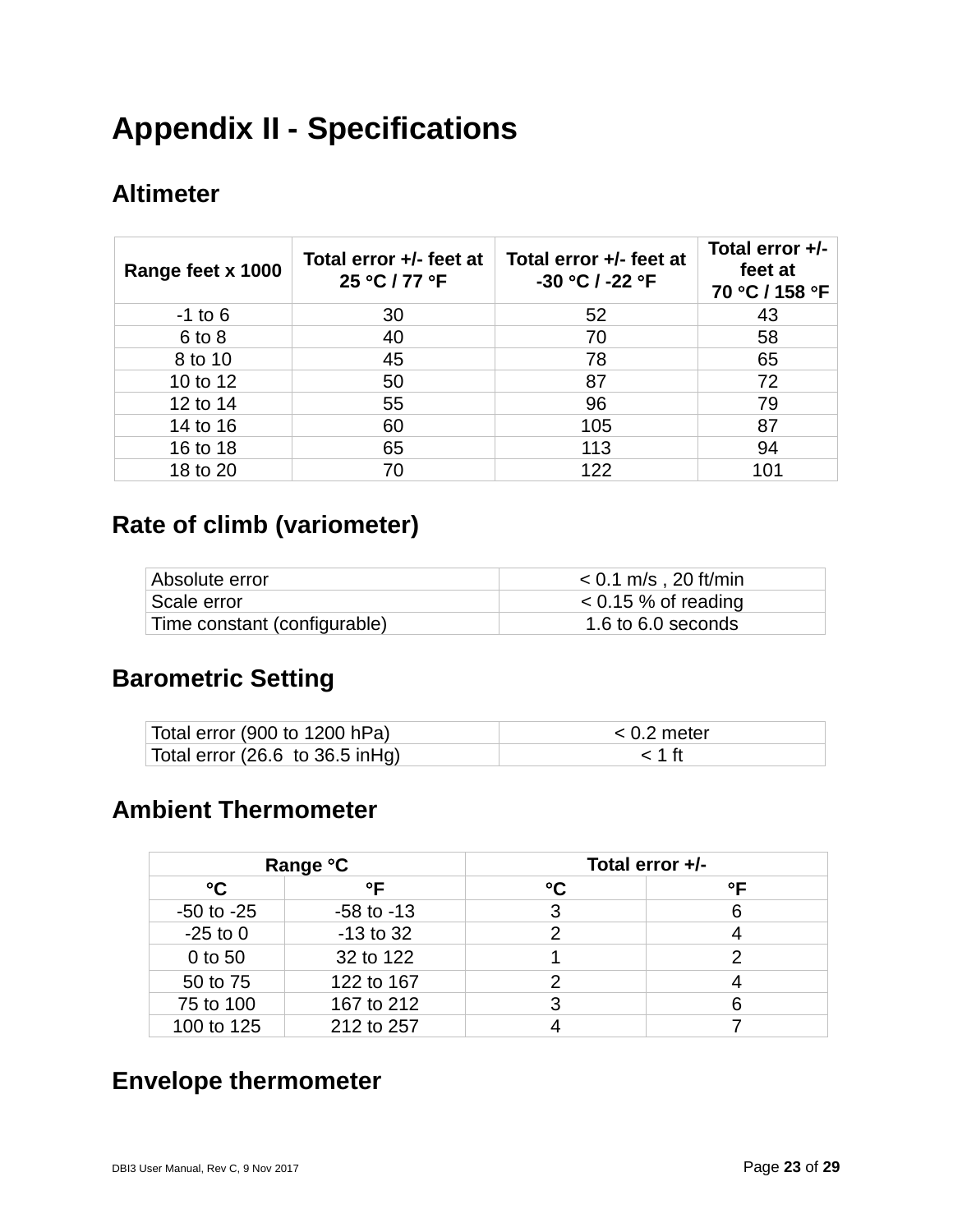# Appendix II - Specifications

## Altimeter

| Range feet x 1000 | Total error +/- feet at 25 °C / 77 °F | Total error +/- feet at -30 °C / -22 °F | Total error +/- feet at 70 °C / 158 °F |
|---|---|---|---|
| -1 to 6 | 30 | 52 | 43 |
| 6 to 8 | 40 | 70 | 58 |
| 8 to 10 | 45 | 78 | 65 |
| 10 to 12 | 50 | 87 | 72 |
| 12 to 14 | 55 | 96 | 79 |
| 14 to 16 | 60 | 105 | 87 |
| 16 to 18 | 65 | 113 | 94 |
| 18 to 20 | 70 | 122 | 101 |

## Rate of climb (variometer)

| | |
|---|---|
| Absolute error | < 0.1 m/s , 20 ft/min |
| Scale error | < 0.15 % of reading |
| Time constant (configurable) | 1.6 to 6.0 seconds |

## Barometric Setting

| | |
|---|---|
| Total error (900 to 1200 hPa) | < 0.2 meter |
| Total error (26.6 to 36.5 inHg) | < 1 ft |

## Ambient Thermometer

| Range °C | | Total error +/- | |
|---|---|---|---|
| °C | °F | °C | °F |
| -50 to -25 | -58 to -13 | 3 | 6 |
| -25 to 0 | -13 to 32 | 2 | 4 |
| 0 to 50 | 32 to 122 | 1 | 2 |
| 50 to 75 | 122 to 167 | 2 | 4 |
| 75 to 100 | 167 to 212 | 3 | 6 |
| 100 to 125 | 212 to 257 | 4 | 7 |

## Envelope thermometer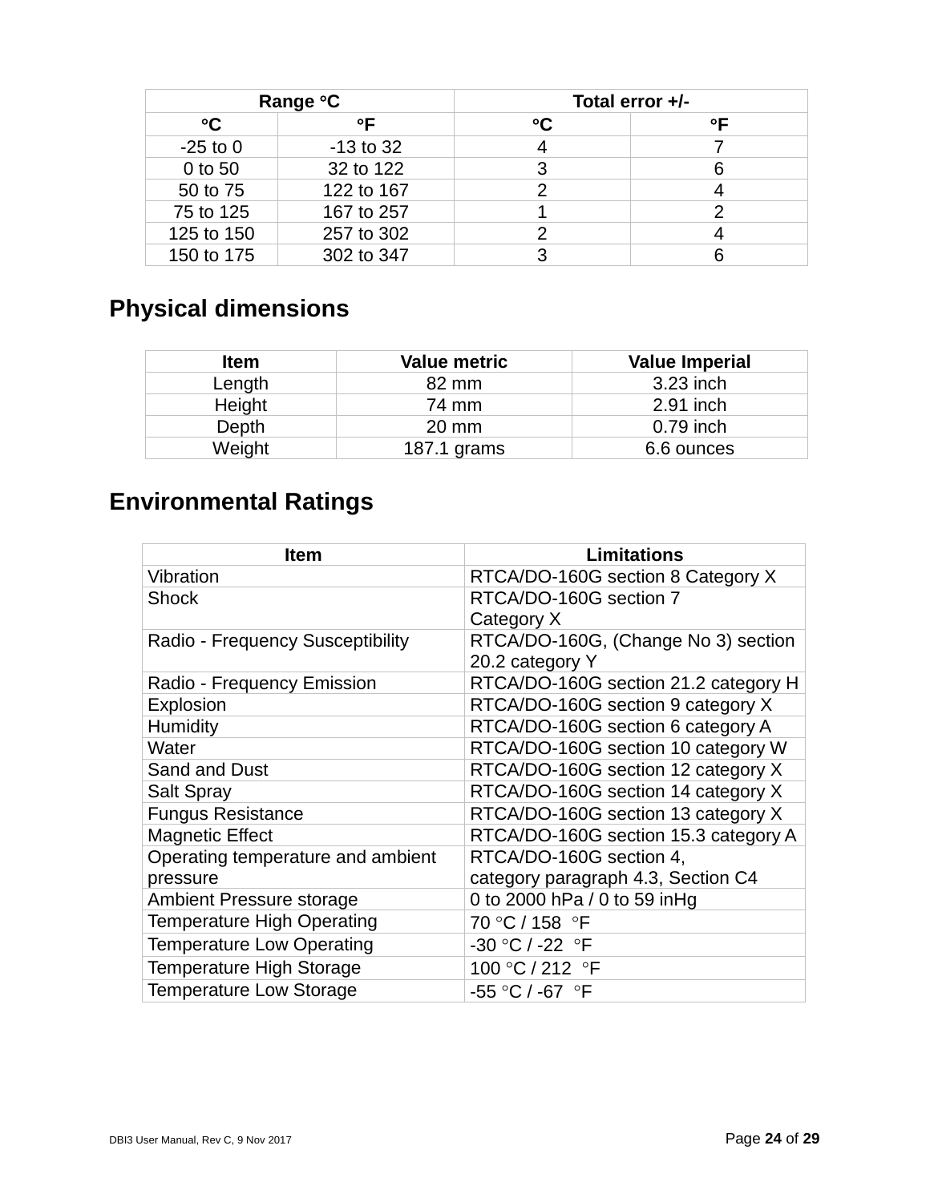| Range °C | | Total error +/- | |
|---|---|---|---|
| °C | °F | °C | °F |
| -25 to 0 | -13 to 32 | 4 | 7 |
| 0 to 50 | 32 to 122 | 3 | 6 |
| 50 to 75 | 122 to 167 | 2 | 4 |
| 75 to 125 | 167 to 257 | 1 | 2 |
| 125 to 150 | 257 to 302 | 2 | 4 |
| 150 to 175 | 302 to 347 | 3 | 6 |

## Physical dimensions

| Item | Value metric | Value Imperial |
|---|---|---|
| Length | 82 mm | 3.23 inch |
| Height | 74 mm | 2.91 inch |
| Depth | 20 mm | 0.79 inch |
| Weight | 187.1 grams | 6.6 ounces |

## Environmental Ratings

| Item | Limitations |
|---|---|
| Vibration | RTCA/DO-160G section 8 Category X |
| Shock | RTCA/DO-160G section 7 Category X |
| Radio - Frequency Susceptibility | RTCA/DO-160G, (Change No 3) section 20.2 category Y |
| Radio - Frequency Emission | RTCA/DO-160G section 21.2 category H |
| Explosion | RTCA/DO-160G section 9 category X |
| Humidity | RTCA/DO-160G section 6 category A |
| Water | RTCA/DO-160G section 10 category W |
| Sand and Dust | RTCA/DO-160G section 12 category X |
| Salt Spray | RTCA/DO-160G section 14 category X |
| Fungus Resistance | RTCA/DO-160G section 13 category X |
| Magnetic Effect | RTCA/DO-160G section 15.3 category A |
| Operating temperature and ambient pressure | RTCA/DO-160G section 4, category paragraph 4.3, Section C4 |
| Ambient Pressure storage | 0 to 2000 hPa / 0 to 59 inHg |
| Temperature High Operating | 70 °C / 158 °F |
| Temperature Low Operating | -30 °C / -22 °F |
| Temperature High Storage | 100 °C / 212 °F |
| Temperature Low Storage | -55 °C / -67 °F |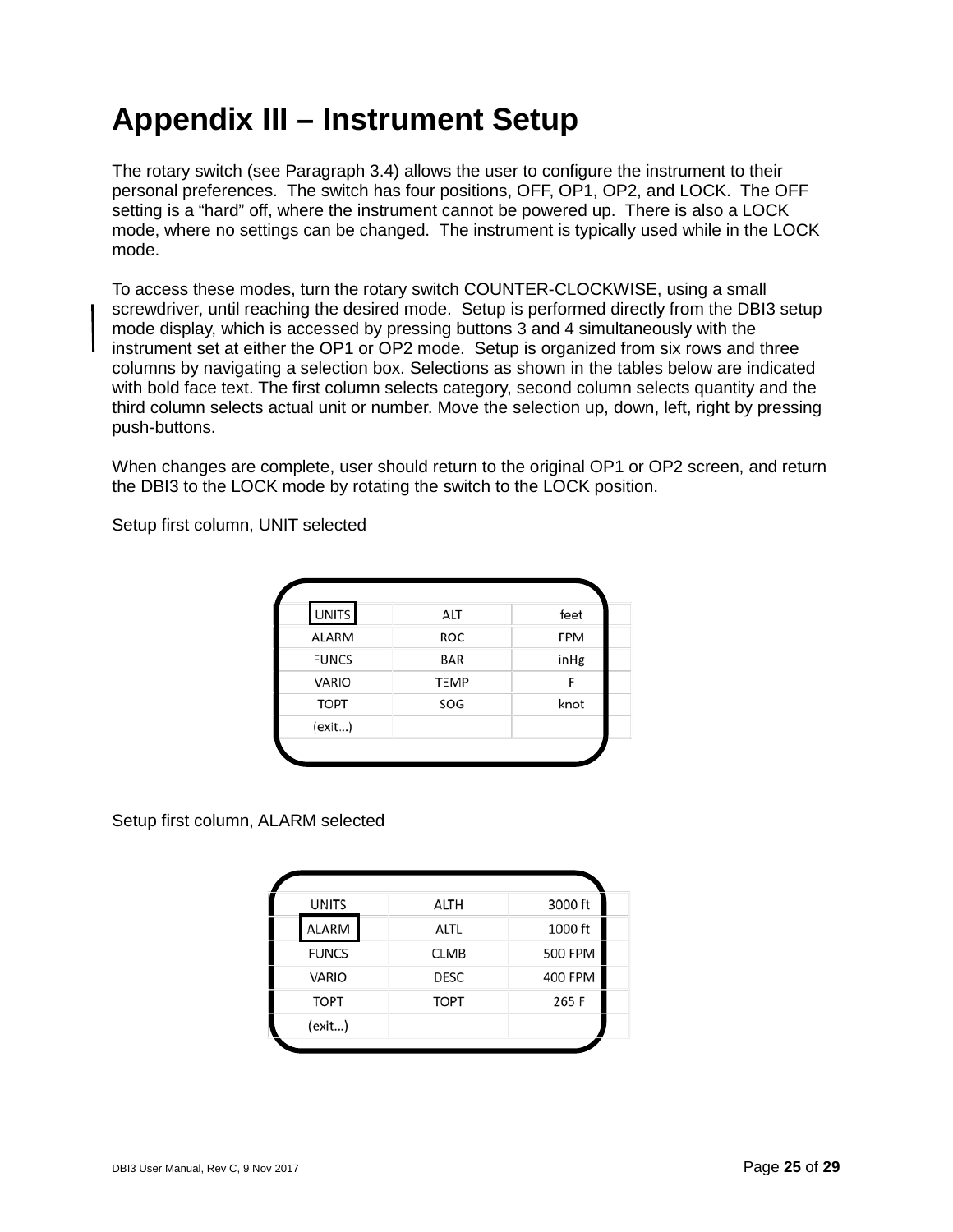# Appendix III – Instrument Setup

The rotary switch (see Paragraph 3.4) allows the user to configure the instrument to their personal preferences. The switch has four positions, OFF, OP1, OP2, and LOCK. The OFF setting is a "hard" off, where the instrument cannot be powered up. There is also a LOCK mode, where no settings can be changed. The instrument is typically used while in the LOCK mode.

To access these modes, turn the rotary switch COUNTER-CLOCKWISE, using a small screwdriver, until reaching the desired mode. Setup is performed directly from the DBI3 setup mode display, which is accessed by pressing buttons 3 and 4 simultaneously with the instrument set at either the OP1 or OP2 mode. Setup is organized from six rows and three columns by navigating a selection box. Selections as shown in the tables below are indicated with bold face text. The first column selects category, second column selects quantity and the third column selects actual unit or number. Move the selection up, down, left, right by pressing push-buttons.

When changes are complete, user should return to the original OP1 or OP2 screen, and return the DBI3 to the LOCK mode by rotating the switch to the LOCK position.

Setup first column, UNIT selected

| UNITS | ALT | feet |
|---|---|---|
| ALARM | ROC | FPM |
| FUNCS | BAR | inHg |
| VARIO | TEMP | F |
| TOPT | SOG | knot |
| (exit...) | | |

Setup first column, ALARM selected

| UNITS | ALTH | 3000 ft |
|---|---|---|
| ALARM | ALTL | 1000 ft |
| FUNCS | CLMB | 500 FPM |
| VARIO | DESC | 400 FPM |
| TOPT | TOPT | 265 F |
| (exit...) | | |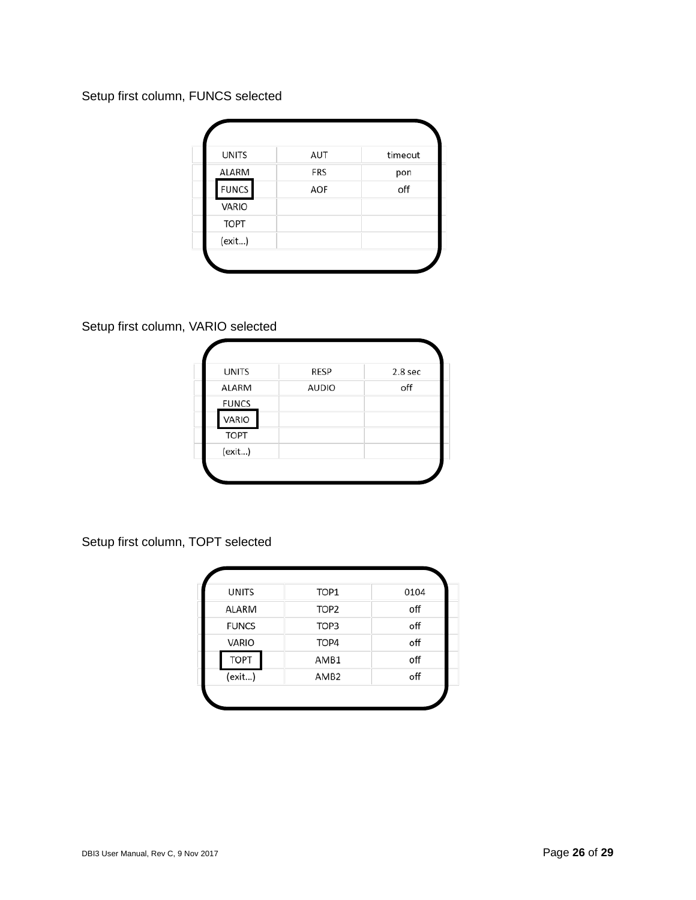Setup first column, FUNCS selected

| | | |
|---|---|---|
| UNITS | AUT | timeout |
| ALARM | FRS | pon |
| **FUNCS** | AOF | off |
| VARIO | | |
| TOPT | | |
| (exit...) | | |

Setup first column, VARIO selected

| | | |
|---|---|---|
| UNITS | RESP | 2.8 sec |
| ALARM | AUDIO | off |
| FUNCS | | |
| **VARIO** | | |
| TOPT | | |
| (exit...) | | |

Setup first column, TOPT selected

| | | |
|---|---|---|
| UNITS | TOP1 | 0104 |
| ALARM | TOP2 | off |
| FUNCS | TOP3 | off |
| VARIO | TOP4 | off |
| **TOPT** | AMB1 | off |
| (exit...) | AMB2 | off |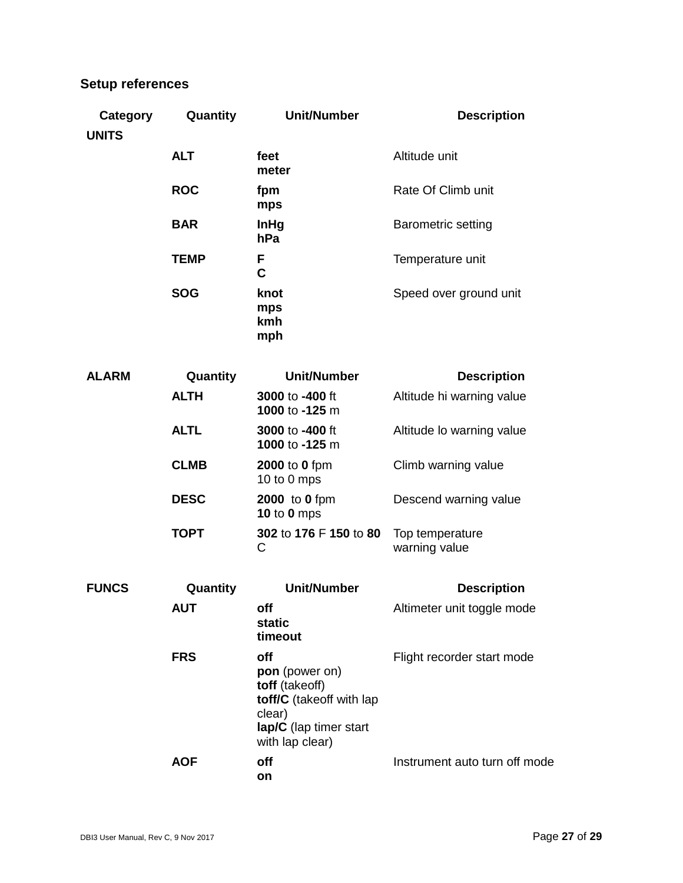### Setup references

| Category | Quantity | Unit/Number | Description |
|---|---|---|---|
| **UNITS** | | | |
| | **ALT** | **feet**<br>**meter** | Altitude unit |
| | **ROC** | **fpm**<br>**mps** | Rate Of Climb unit |
| | **BAR** | **InHg**<br>**hPa** | Barometric setting |
| | **TEMP** | **F**<br>**C** | Temperature unit |
| | **SOG** | **knot**<br>**mps**<br>**kmh**<br>**mph** | Speed over ground unit |

| **ALARM** | **Quantity** | **Unit/Number** | **Description** |
|---|---|---|---|
| | **ALTH** | **3000** to **-400** ft<br>**1000** to **-125** m | Altitude hi warning value |
| | **ALTL** | **3000** to **-400** ft<br>**1000** to **-125** m | Altitude lo warning value |
| | **CLMB** | **2000** to **0** fpm<br>10 to 0 mps | Climb warning value |
| | **DESC** | **2000** to **0** fpm<br>**10** to **0** mps | Descend warning value |
| | **TOPT** | **302** to **176** F **150** to **80** C | Top temperature warning value |

| **FUNCS** | **Quantity** | **Unit/Number** | **Description** |
|---|---|---|---|
| | **AUT** | **off**<br>**static**<br>**timeout** | Altimeter unit toggle mode |
| | **FRS** | **off**<br>**pon** (power on)<br>**toff** (takeoff)<br>**toff/C** (takeoff with lap clear)<br>**lap/C** (lap timer start with lap clear) | Flight recorder start mode |
| | **AOF** | **off**<br>**on** | Instrument auto turn off mode |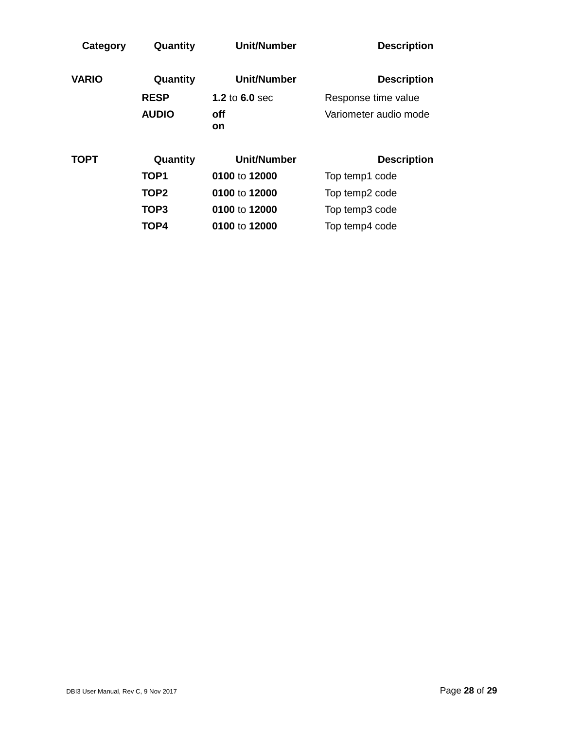| Category | Quantity | Unit/Number | Description |
|---|---|---|---|
| **VARIO** | **Quantity** | **Unit/Number** | **Description** |
| | **RESP** | **1.2** to **6.0** sec | Response time value |
| | **AUDIO** | **off**<br>**on** | Variometer audio mode |
| **TOPT** | **Quantity** | **Unit/Number** | **Description** |
| | **TOP1** | **0100** to **12000** | Top temp1 code |
| | **TOP2** | **0100** to **12000** | Top temp2 code |
| | **TOP3** | **0100** to **12000** | Top temp3 code |
| | **TOP4** | **0100** to **12000** | Top temp4 code |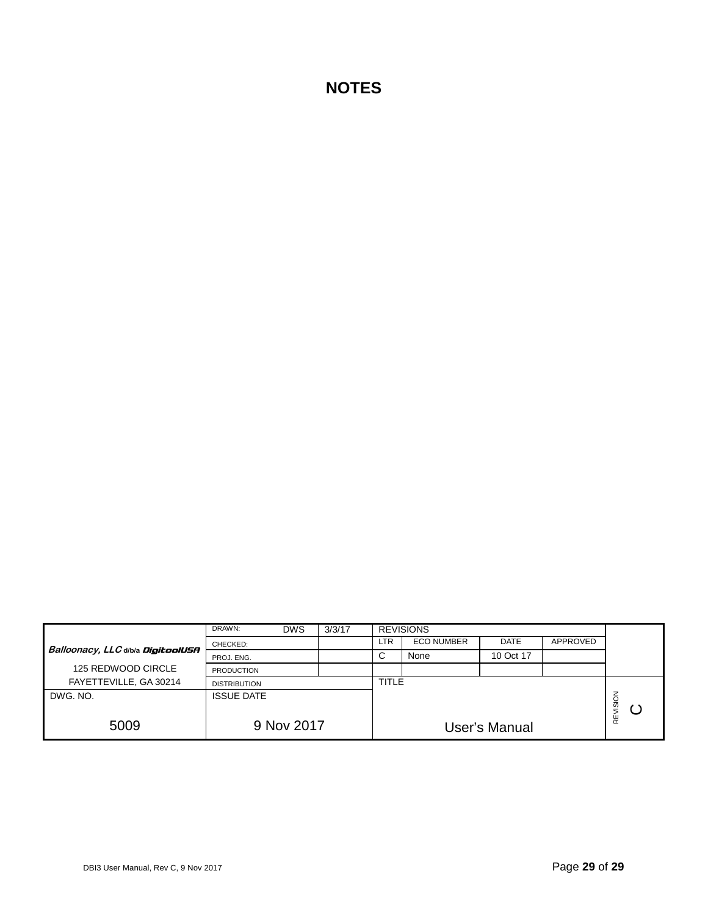# NOTES

| | | | | | | | |
|---|---|---|---|---|---|---|---|
| *Balloonacy, LLC* d/b/a *DigitoolUSA* | DRAWN: DWS | 3/3/17 | REVISIONS | | | | |
| | CHECKED: | | LTR | ECO NUMBER | DATE | APPROVED | |
| | PROJ. ENG. | | C | None | 10 Oct 17 | | |
| 125 REDWOOD CIRCLE | PRODUCTION | | | | | | |
| FAYETTEVILLE, GA 30214 | DISTRIBUTION | | TITLE | | | | |
| DWG. NO. 5009 | ISSUE DATE 9 Nov 2017 | | User's Manual | | | | REVISION C |

DBI3 User Manual, Rev C, 9 Nov 2017